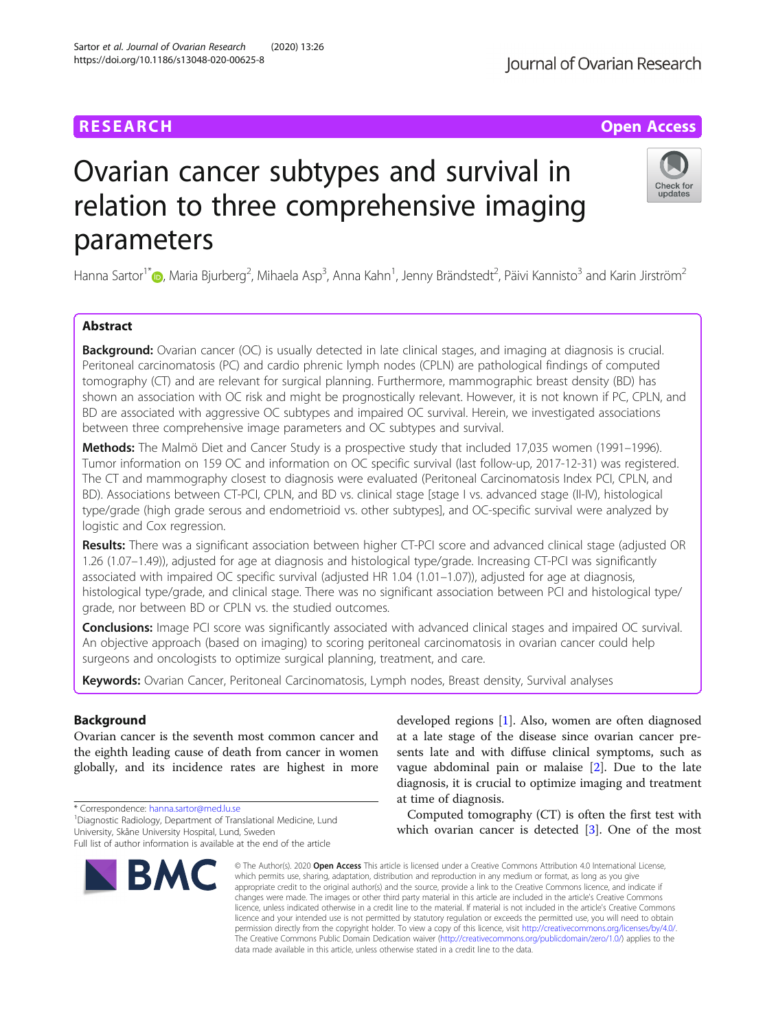RESEARCH

Open Access

# Ovarian cancer subtypes and survival in relation to three comprehensive imaging parameters

Hanna Sartor[1*], Maria Bjurberg[2], Mihaela Asp[3], Anna Kahn[1], Jenny Brändstedt[2], Päivi Kannisto[3] and Karin Jirström[2]

## Abstract

**Background:** Ovarian cancer (OC) is usually detected in late clinical stages, and imaging at diagnosis is crucial. Peritoneal carcinomatosis (PC) and cardio phrenic lymph nodes (CPLN) are pathological findings of computed tomography (CT) and are relevant for surgical planning. Furthermore, mammographic breast density (BD) has shown an association with OC risk and might be prognostically relevant. However, it is not known if PC, CPLN, and BD are associated with aggressive OC subtypes and impaired OC survival. Herein, we investigated associations between three comprehensive image parameters and OC subtypes and survival.

**Methods:** The Malmö Diet and Cancer Study is a prospective study that included 17,035 women (1991–1996). Tumor information on 159 OC and information on OC specific survival (last follow-up, 2017-12-31) was registered. The CT and mammography closest to diagnosis were evaluated (Peritoneal Carcinomatosis Index PCI, CPLN, and BD). Associations between CT-PCI, CPLN, and BD vs. clinical stage [stage I vs. advanced stage (II-IV), histological type/grade (high grade serous and endometrioid vs. other subtypes], and OC-specific survival were analyzed by logistic and Cox regression.

**Results:** There was a significant association between higher CT-PCI score and advanced clinical stage (adjusted OR 1.26 (1.07–1.49)), adjusted for age at diagnosis and histological type/grade. Increasing CT-PCI was significantly associated with impaired OC specific survival (adjusted HR 1.04 (1.01–1.07)), adjusted for age at diagnosis, histological type/grade, and clinical stage. There was no significant association between PCI and histological type/grade, nor between BD or CPLN vs. the studied outcomes.

**Conclusions:** Image PCI score was significantly associated with advanced clinical stages and impaired OC survival. An objective approach (based on imaging) to scoring peritoneal carcinomatosis in ovarian cancer could help surgeons and oncologists to optimize surgical planning, treatment, and care.

**Keywords:** Ovarian Cancer, Peritoneal Carcinomatosis, Lymph nodes, Breast density, Survival analyses

## Background

Ovarian cancer is the seventh most common cancer and the eighth leading cause of death from cancer in women globally, and its incidence rates are highest in more developed regions [1]. Also, women are often diagnosed at a late stage of the disease since ovarian cancer presents late and with diffuse clinical symptoms, such as vague abdominal pain or malaise [2]. Due to the late diagnosis, it is crucial to optimize imaging and treatment at time of diagnosis.

Computed tomography (CT) is often the first test with which ovarian cancer is detected [3]. One of the most

\* Correspondence: hanna.sartor@med.lu.se

[1]Diagnostic Radiology, Department of Translational Medicine, Lund University, Skåne University Hospital, Lund, Sweden

Full list of author information is available at the end of the article

© The Author(s). 2020 **Open Access** This article is licensed under a Creative Commons Attribution 4.0 International License, which permits use, sharing, adaptation, distribution and reproduction in any medium or format, as long as you give appropriate credit to the original author(s) and the source, provide a link to the Creative Commons licence, and indicate if changes were made. The images or other third party material in this article are included in the article's Creative Commons licence, unless indicated otherwise in a credit line to the material. If material is not included in the article's Creative Commons licence and your intended use is not permitted by statutory regulation or exceeds the permitted use, you will need to obtain permission directly from the copyright holder. To view a copy of this licence, visit http://creativecommons.org/licenses/by/4.0/. The Creative Commons Public Domain Dedication waiver (http://creativecommons.org/publicdomain/zero/1.0/) applies to the data made available in this article, unless otherwise stated in a credit line to the data.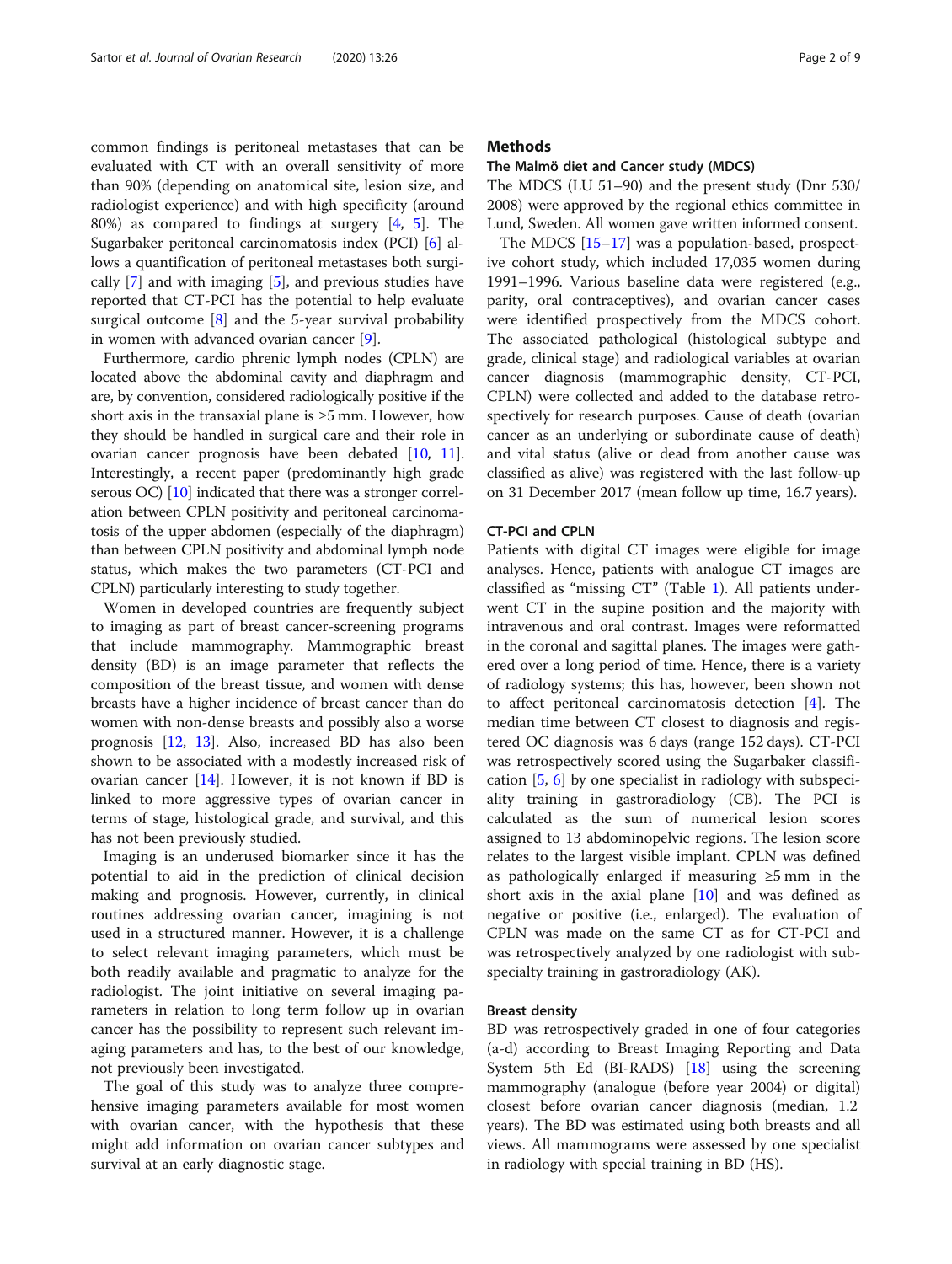common findings is peritoneal metastases that can be evaluated with CT with an overall sensitivity of more than 90% (depending on anatomical site, lesion size, and radiologist experience) and with high specificity (around 80%) as compared to findings at surgery [4, 5]. The Sugarbaker peritoneal carcinomatosis index (PCI) [6] allows a quantification of peritoneal metastases both surgically [7] and with imaging [5], and previous studies have reported that CT-PCI has the potential to help evaluate surgical outcome [8] and the 5-year survival probability in women with advanced ovarian cancer [9].

Furthermore, cardio phrenic lymph nodes (CPLN) are located above the abdominal cavity and diaphragm and are, by convention, considered radiologically positive if the short axis in the transaxial plane is ≥5 mm. However, how they should be handled in surgical care and their role in ovarian cancer prognosis have been debated [10, 11]. Interestingly, a recent paper (predominantly high grade serous OC) [10] indicated that there was a stronger correlation between CPLN positivity and peritoneal carcinomatosis of the upper abdomen (especially of the diaphragm) than between CPLN positivity and abdominal lymph node status, which makes the two parameters (CT-PCI and CPLN) particularly interesting to study together.

Women in developed countries are frequently subject to imaging as part of breast cancer-screening programs that include mammography. Mammographic breast density (BD) is an image parameter that reflects the composition of the breast tissue, and women with dense breasts have a higher incidence of breast cancer than do women with non-dense breasts and possibly also a worse prognosis [12, 13]. Also, increased BD has also been shown to be associated with a modestly increased risk of ovarian cancer [14]. However, it is not known if BD is linked to more aggressive types of ovarian cancer in terms of stage, histological grade, and survival, and this has not been previously studied.

Imaging is an underused biomarker since it has the potential to aid in the prediction of clinical decision making and prognosis. However, currently, in clinical routines addressing ovarian cancer, imagining is not used in a structured manner. However, it is a challenge to select relevant imaging parameters, which must be both readily available and pragmatic to analyze for the radiologist. The joint initiative on several imaging parameters in relation to long term follow up in ovarian cancer has the possibility to represent such relevant imaging parameters and has, to the best of our knowledge, not previously been investigated.

The goal of this study was to analyze three comprehensive imaging parameters available for most women with ovarian cancer, with the hypothesis that these might add information on ovarian cancer subtypes and survival at an early diagnostic stage.

## Methods

### The Malmö diet and Cancer study (MDCS)

The MDCS (LU 51–90) and the present study (Dnr 530/2008) were approved by the regional ethics committee in Lund, Sweden. All women gave written informed consent.

The MDCS [15–17] was a population-based, prospective cohort study, which included 17,035 women during 1991–1996. Various baseline data were registered (e.g., parity, oral contraceptives), and ovarian cancer cases were identified prospectively from the MDCS cohort. The associated pathological (histological subtype and grade, clinical stage) and radiological variables at ovarian cancer diagnosis (mammographic density, CT-PCI, CPLN) were collected and added to the database retrospectively for research purposes. Cause of death (ovarian cancer as an underlying or subordinate cause of death) and vital status (alive or dead from another cause was classified as alive) was registered with the last follow-up on 31 December 2017 (mean follow up time, 16.7 years).

### CT-PCI and CPLN

Patients with digital CT images were eligible for image analyses. Hence, patients with analogue CT images are classified as "missing CT" (Table 1). All patients underwent CT in the supine position and the majority with intravenous and oral contrast. Images were reformatted in the coronal and sagittal planes. The images were gathered over a long period of time. Hence, there is a variety of radiology systems; this has, however, been shown not to affect peritoneal carcinomatosis detection [4]. The median time between CT closest to diagnosis and registered OC diagnosis was 6 days (range 152 days). CT-PCI was retrospectively scored using the Sugarbaker classification [5, 6] by one specialist in radiology with subspeciality training in gastroradiology (CB). The PCI is calculated as the sum of numerical lesion scores assigned to 13 abdominopelvic regions. The lesion score relates to the largest visible implant. CPLN was defined as pathologically enlarged if measuring ≥5 mm in the short axis in the axial plane [10] and was defined as negative or positive (i.e., enlarged). The evaluation of CPLN was made on the same CT as for CT-PCI and was retrospectively analyzed by one radiologist with subspecialty training in gastroradiology (AK).

### Breast density

BD was retrospectively graded in one of four categories (a-d) according to Breast Imaging Reporting and Data System 5th Ed (BI-RADS) [18] using the screening mammography (analogue (before year 2004) or digital) closest before ovarian cancer diagnosis (median, 1.2 years). The BD was estimated using both breasts and all views. All mammograms were assessed by one specialist in radiology with special training in BD (HS).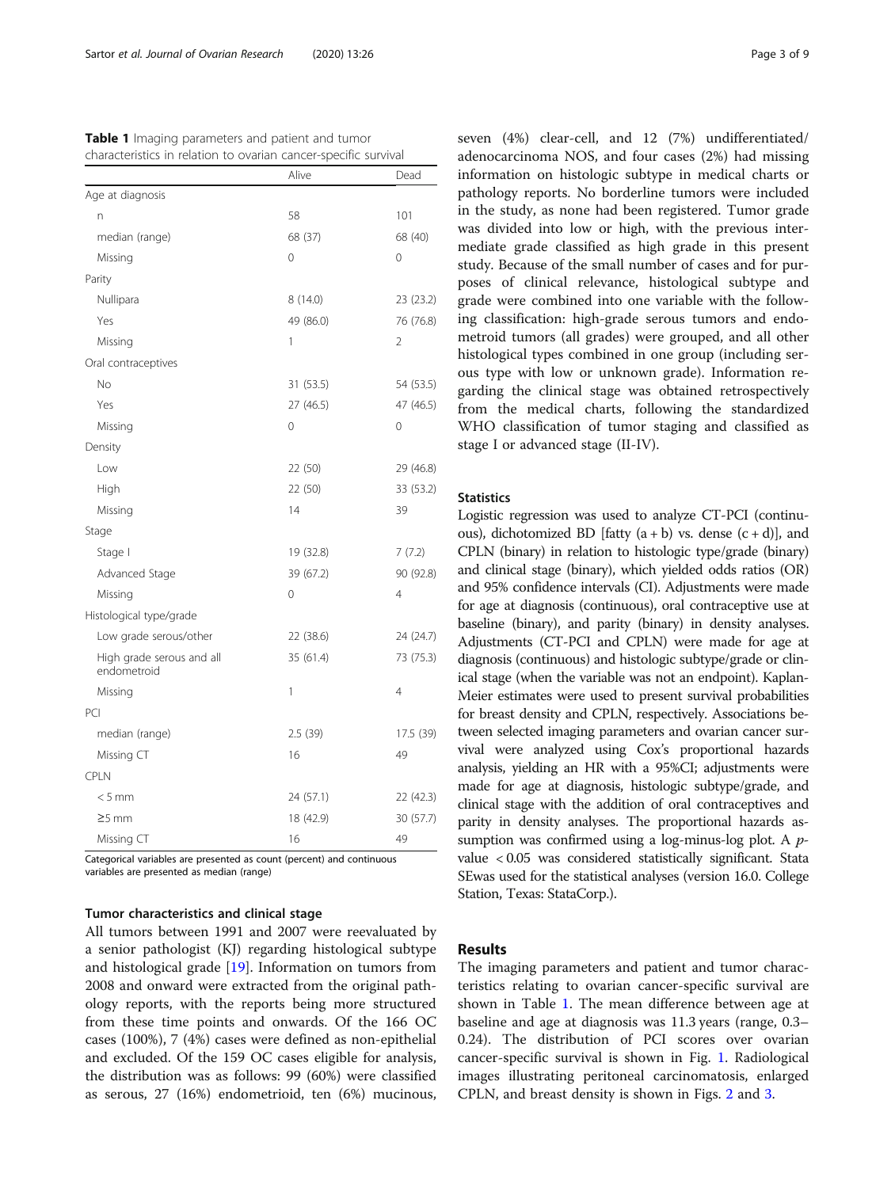**Table 1** Imaging parameters and patient and tumor characteristics in relation to ovarian cancer-specific survival

| | Alive | Dead |
|---|---|---|
| Age at diagnosis | | |
| n | 58 | 101 |
| median (range) | 68 (37) | 68 (40) |
| Missing | 0 | 0 |
| Parity | | |
| Nullipara | 8 (14.0) | 23 (23.2) |
| Yes | 49 (86.0) | 76 (76.8) |
| Missing | 1 | 2 |
| Oral contraceptives | | |
| No | 31 (53.5) | 54 (53.5) |
| Yes | 27 (46.5) | 47 (46.5) |
| Missing | 0 | 0 |
| Density | | |
| Low | 22 (50) | 29 (46.8) |
| High | 22 (50) | 33 (53.2) |
| Missing | 14 | 39 |
| Stage | | |
| Stage I | 19 (32.8) | 7 (7.2) |
| Advanced Stage | 39 (67.2) | 90 (92.8) |
| Missing | 0 | 4 |
| Histological type/grade | | |
| Low grade serous/other | 22 (38.6) | 24 (24.7) |
| High grade serous and all endometroid | 35 (61.4) | 73 (75.3) |
| Missing | 1 | 4 |
| PCI | | |
| median (range) | 2.5 (39) | 17.5 (39) |
| Missing CT | 16 | 49 |
| CPLN | | |
| < 5 mm | 24 (57.1) | 22 (42.3) |
| ≥5 mm | 18 (42.9) | 30 (57.7) |
| Missing CT | 16 | 49 |

Categorical variables are presented as count (percent) and continuous variables are presented as median (range)

### Tumor characteristics and clinical stage

All tumors between 1991 and 2007 were reevaluated by a senior pathologist (KJ) regarding histological subtype and histological grade [19]. Information on tumors from 2008 and onward were extracted from the original pathology reports, with the reports being more structured from these time points and onwards. Of the 166 OC cases (100%), 7 (4%) cases were defined as non-epithelial and excluded. Of the 159 OC cases eligible for analysis, the distribution was as follows: 99 (60%) were classified as serous, 27 (16%) endometrioid, ten (6%) mucinous, seven (4%) clear-cell, and 12 (7%) undifferentiated/adenocarcinoma NOS, and four cases (2%) had missing information on histologic subtype in medical charts or pathology reports. No borderline tumors were included in the study, as none had been registered. Tumor grade was divided into low or high, with the previous intermediate grade classified as high grade in this present study. Because of the small number of cases and for purposes of clinical relevance, histological subtype and grade were combined into one variable with the following classification: high-grade serous tumors and endometroid tumors (all grades) were grouped, and all other histological types combined in one group (including serous type with low or unknown grade). Information regarding the clinical stage was obtained retrospectively from the medical charts, following the standardized WHO classification of tumor staging and classified as stage I or advanced stage (II-IV).

### Statistics

Logistic regression was used to analyze CT-PCI (continuous), dichotomized BD [fatty (a + b) vs. dense (c + d)], and CPLN (binary) in relation to histologic type/grade (binary) and clinical stage (binary), which yielded odds ratios (OR) and 95% confidence intervals (CI). Adjustments were made for age at diagnosis (continuous), oral contraceptive use at baseline (binary), and parity (binary) in density analyses. Adjustments (CT-PCI and CPLN) were made for age at diagnosis (continuous) and histologic subtype/grade or clinical stage (when the variable was not an endpoint). Kaplan-Meier estimates were used to present survival probabilities for breast density and CPLN, respectively. Associations between selected imaging parameters and ovarian cancer survival were analyzed using Cox's proportional hazards analysis, yielding an HR with a 95%CI; adjustments were made for age at diagnosis, histologic subtype/grade, and clinical stage with the addition of oral contraceptives and parity in density analyses. The proportional hazards assumption was confirmed using a log-minus-log plot. A *p*-value $< 0.05$ was considered statistically significant. Stata SEwas used for the statistical analyses (version 16.0. College Station, Texas: StataCorp.).

## Results

The imaging parameters and patient and tumor characteristics relating to ovarian cancer-specific survival are shown in Table 1. The mean difference between age at baseline and age at diagnosis was 11.3 years (range, 0.3–0.24). The distribution of PCI scores over ovarian cancer-specific survival is shown in Fig. 1. Radiological images illustrating peritoneal carcinomatosis, enlarged CPLN, and breast density is shown in Figs. 2 and 3.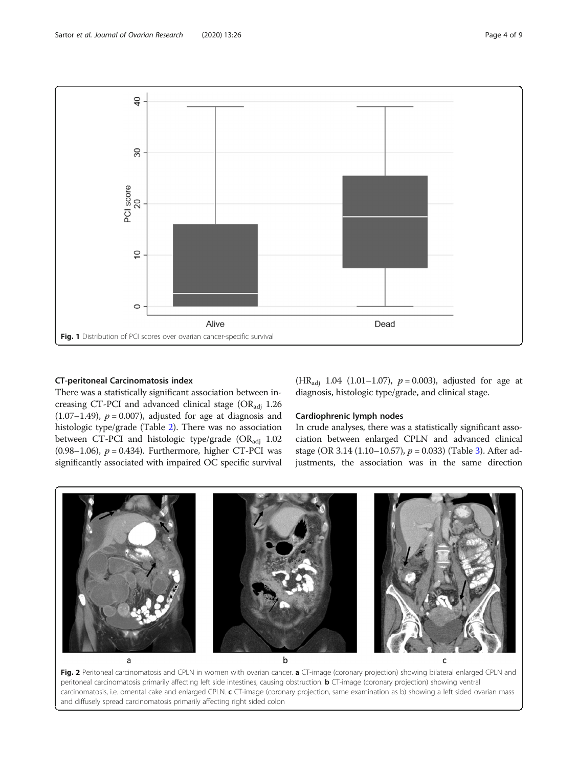Fig. 1 Distribution of PCI scores over ovarian cancer-specific survival

### CT-peritoneal Carcinomatosis index

There was a statistically significant association between increasing CT-PCI and advanced clinical stage ($OR_{adj}$ 1.26 (1.07–1.49), $p = 0.007$), adjusted for age at diagnosis and histologic type/grade (Table 2). There was no association between CT-PCI and histologic type/grade ($OR_{adj}$ 1.02 (0.98–1.06), $p = 0.434$). Furthermore, higher CT-PCI was significantly associated with impaired OC specific survival ($HR_{adj}$ 1.04 (1.01–1.07), $p = 0.003$), adjusted for age at diagnosis, histologic type/grade, and clinical stage.

### Cardiophrenic lymph nodes

In crude analyses, there was a statistically significant association between enlarged CPLN and advanced clinical stage (OR 3.14 (1.10–10.57), $p = 0.033$) (Table 3). After adjustments, the association was in the same direction

Fig. 2 Peritoneal carcinomatosis and CPLN in women with ovarian cancer. **a** CT-image (coronary projection) showing bilateral enlarged CPLN and peritoneal carcinomatosis primarily affecting left side intestines, causing obstruction. **b** CT-image (coronary projection) showing ventral carcinomatosis, i.e. omental cake and enlarged CPLN. **c** CT-image (coronary projection, same examination as b) showing a left sided ovarian mass and diffusely spread carcinomatosis primarily affecting right sided colon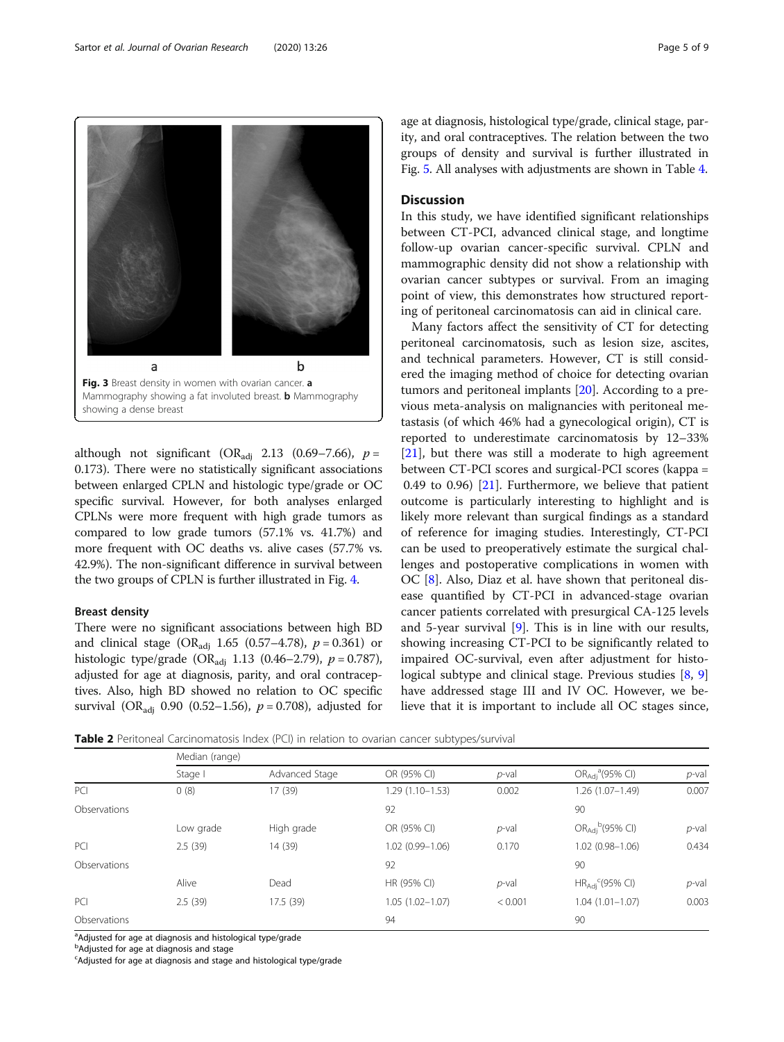Fig. 3 Breast density in women with ovarian cancer. **a** Mammography showing a fat involuted breast. **b** Mammography showing a dense breast

although not significant ($OR_{adj}$ 2.13 (0.69–7.66), $p$ = 0.173). There were no statistically significant associations between enlarged CPLN and histologic type/grade or OC specific survival. However, for both analyses enlarged CPLNs were more frequent with high grade tumors as compared to low grade tumors (57.1% vs. 41.7%) and more frequent with OC deaths vs. alive cases (57.7% vs. 42.9%). The non-significant difference in survival between the two groups of CPLN is further illustrated in Fig. 4.

### Breast density

There were no significant associations between high BD and clinical stage ($OR_{adj}$ 1.65 (0.57–4.78), $p$ = 0.361) or histologic type/grade ($OR_{adj}$ 1.13 (0.46–2.79), $p$ = 0.787), adjusted for age at diagnosis, parity, and oral contraceptives. Also, high BD showed no relation to OC specific survival ($OR_{adj}$ 0.90 (0.52–1.56), $p$ = 0.708), adjusted for age at diagnosis, histological type/grade, clinical stage, parity, and oral contraceptives. The relation between the two groups of density and survival is further illustrated in Fig. 5. All analyses with adjustments are shown in Table 4.

## Discussion

In this study, we have identified significant relationships between CT-PCI, advanced clinical stage, and longtime follow-up ovarian cancer-specific survival. CPLN and mammographic density did not show a relationship with ovarian cancer subtypes or survival. From an imaging point of view, this demonstrates how structured reporting of peritoneal carcinomatosis can aid in clinical care.

Many factors affect the sensitivity of CT for detecting peritoneal carcinomatosis, such as lesion size, ascites, and technical parameters. However, CT is still considered the imaging method of choice for detecting ovarian tumors and peritoneal implants [20]. According to a previous meta-analysis on malignancies with peritoneal metastasis (of which 46% had a gynecological origin), CT is reported to underestimate carcinomatosis by 12–33% [21], but there was still a moderate to high agreement between CT-PCI scores and surgical-PCI scores (kappa = 0.49 to 0.96) [21]. Furthermore, we believe that patient outcome is particularly interesting to highlight and is likely more relevant than surgical findings as a standard of reference for imaging studies. Interestingly, CT-PCI can be used to preoperatively estimate the surgical challenges and postoperative complications in women with OC [8]. Also, Diaz et al. have shown that peritoneal disease quantified by CT-PCI in advanced-stage ovarian cancer patients correlated with presurgical CA-125 levels and 5-year survival [9]. This is in line with our results, showing increasing CT-PCI to be significantly related to impaired OC-survival, even after adjustment for histological subtype and clinical stage. Previous studies [8, 9] have addressed stage III and IV OC. However, we believe that it is important to include all OC stages since,

**Table 2** Peritoneal Carcinomatosis Index (PCI) in relation to ovarian cancer subtypes/survival

| | Median (range) | | | | | |
|---|---|---|---|---|---|---|
| | Stage I | Advanced Stage | OR (95% CI) | $p$-val | $OR_{Adj}$[a](95% CI) | $p$-val |
| PCI | 0 (8) | 17 (39) | 1.29 (1.10–1.53) | 0.002 | 1.26 (1.07–1.49) | 0.007 |
| Observations | | | 92 | | 90 | |
| | Low grade | High grade | OR (95% CI) | $p$-val | $OR_{Adj}$[b](95% CI) | $p$-val |
| PCI | 2.5 (39) | 14 (39) | 1.02 (0.99–1.06) | 0.170 | 1.02 (0.98–1.06) | 0.434 |
| Observations | | | 92 | | 90 | |
| | Alive | Dead | HR (95% CI) | $p$-val | $HR_{Adj}$[c](95% CI) | $p$-val |
| PCI | 2.5 (39) | 17.5 (39) | 1.05 (1.02–1.07) | < 0.001 | 1.04 (1.01–1.07) | 0.003 |
| Observations | | | 94 | | 90 | |

[a]Adjusted for age at diagnosis and histological type/grade
[b]Adjusted for age at diagnosis and stage
[c]Adjusted for age at diagnosis and stage and histological type/grade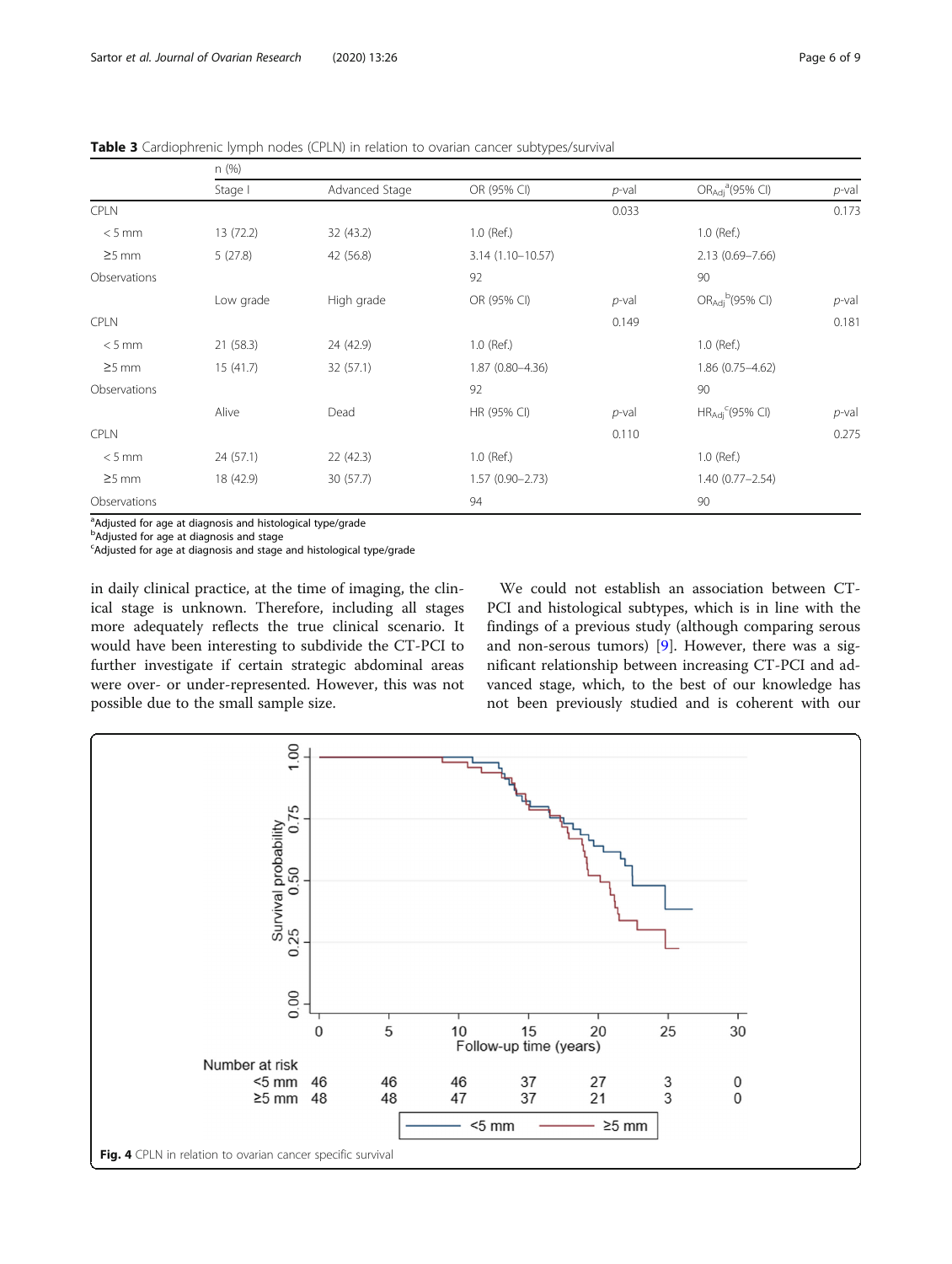**Table 3** Cardiophrenic lymph nodes (CPLN) in relation to ovarian cancer subtypes/survival

| | n (%) | | | | | |
|---|---|---|---|---|---|---|
| | Stage I | Advanced Stage | OR (95% CI) | *p*-val | $OR_{Adj}$[a] (95% CI) | *p*-val |
| CPLN | | | | 0.033 | | 0.173 |
| < 5 mm | 13 (72.2) | 32 (43.2) | 1.0 (Ref.) | | 1.0 (Ref.) | |
| ≥5 mm | 5 (27.8) | 42 (56.8) | 3.14 (1.10–10.57) | | 2.13 (0.69–7.66) | |
| Observations | | | 92 | | 90 | |
| | Low grade | High grade | OR (95% CI) | *p*-val | $OR_{Adj}$[b] (95% CI) | *p*-val |
| CPLN | | | | 0.149 | | 0.181 |
| < 5 mm | 21 (58.3) | 24 (42.9) | 1.0 (Ref.) | | 1.0 (Ref.) | |
| ≥5 mm | 15 (41.7) | 32 (57.1) | 1.87 (0.80–4.36) | | 1.86 (0.75–4.62) | |
| Observations | | | 92 | | 90 | |
| | Alive | Dead | HR (95% CI) | *p*-val | $HR_{Adj}$[c] (95% CI) | *p*-val |
| CPLN | | | | 0.110 | | 0.275 |
| < 5 mm | 24 (57.1) | 22 (42.3) | 1.0 (Ref.) | | 1.0 (Ref.) | |
| ≥5 mm | 18 (42.9) | 30 (57.7) | 1.57 (0.90–2.73) | | 1.40 (0.77–2.54) | |
| Observations | | | 94 | | 90 | |

[a]Adjusted for age at diagnosis and histological type/grade
[b]Adjusted for age at diagnosis and stage
[c]Adjusted for age at diagnosis and stage and histological type/grade

in daily clinical practice, at the time of imaging, the clinical stage is unknown. Therefore, including all stages more adequately reflects the true clinical scenario. It would have been interesting to subdivide the CT-PCI to further investigate if certain strategic abdominal areas were over- or under-represented. However, this was not possible due to the small sample size.

We could not establish an association between CT-PCI and histological subtypes, which is in line with the findings of a previous study (although comparing serous and non-serous tumors) [9]. However, there was a significant relationship between increasing CT-PCI and advanced stage, which, to the best of our knowledge has not been previously studied and is coherent with our

**Fig. 4** CPLN in relation to ovarian cancer specific survival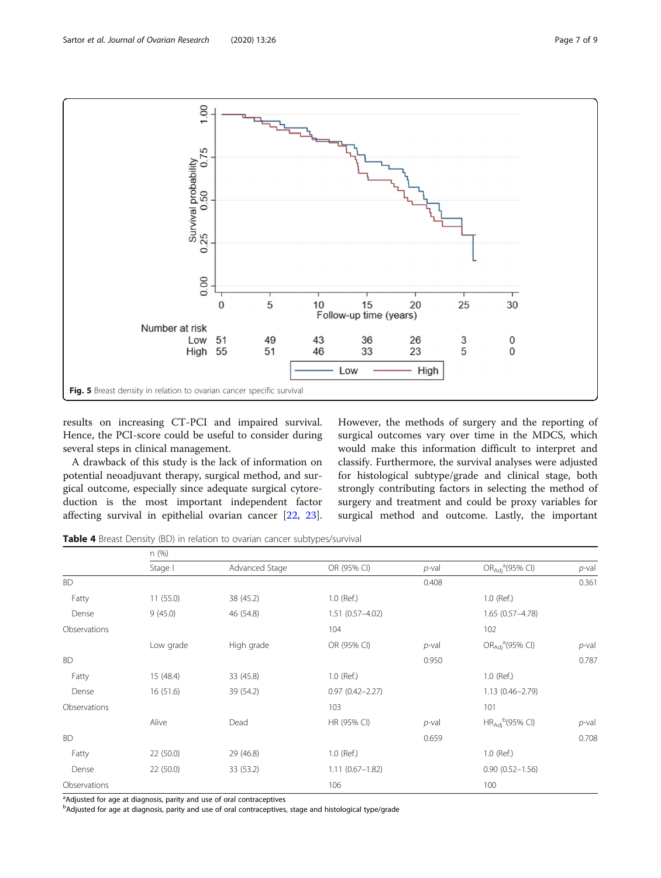Fig. 5 Breast density in relation to ovarian cancer specific survival

results on increasing CT-PCI and impaired survival. Hence, the PCI-score could be useful to consider during several steps in clinical management.

A drawback of this study is the lack of information on potential neoadjuvant therapy, surgical method, and surgical outcome, especially since adequate surgical cytoreduction is the most important independent factor affecting survival in epithelial ovarian cancer [22, 23]. However, the methods of surgery and the reporting of surgical outcomes vary over time in the MDCS, which would make this information difficult to interpret and classify. Furthermore, the survival analyses were adjusted for histological subtype/grade and clinical stage, both strongly contributing factors in selecting the method of surgery and treatment and could be proxy variables for surgical method and outcome. Lastly, the important

**Table 4** Breast Density (BD) in relation to ovarian cancer subtypes/survival

| | n (%) | | | | | |
|---|---|---|---|---|---|---|
| | Stage I | Advanced Stage | OR (95% CI) | *p*-val | $OR_{Adj}$[a](95% CI) | *p*-val |
| BD | | | | 0.408 | | 0.361 |
| Fatty | 11 (55.0) | 38 (45.2) | 1.0 (Ref.) | | 1.0 (Ref.) | |
| Dense | 9 (45.0) | 46 (54.8) | 1.51 (0.57–4.02) | | 1.65 (0.57–4.78) | |
| Observations | | | 104 | | 102 | |
| | Low grade | High grade | OR (95% CI) | *p*-val | $OR_{Adj}$[a](95% CI) | *p*-val |
| BD | | | | 0.950 | | 0.787 |
| Fatty | 15 (48.4) | 33 (45.8) | 1.0 (Ref.) | | 1.0 (Ref.) | |
| Dense | 16 (51.6) | 39 (54.2) | 0.97 (0.42–2.27) | | 1.13 (0.46–2.79) | |
| Observations | | | 103 | | 101 | |
| | Alive | Dead | HR (95% CI) | *p*-val | $HR_{Adj}$[b](95% CI) | *p*-val |
| BD | | | | 0.659 | | 0.708 |
| Fatty | 22 (50.0) | 29 (46.8) | 1.0 (Ref.) | | 1.0 (Ref.) | |
| Dense | 22 (50.0) | 33 (53.2) | 1.11 (0.67–1.82) | | 0.90 (0.52–1.56) | |
| Observations | | | 106 | | 100 | |

[a]Adjusted for age at diagnosis, parity and use of oral contraceptives
[b]Adjusted for age at diagnosis, parity and use of oral contraceptives, stage and histological type/grade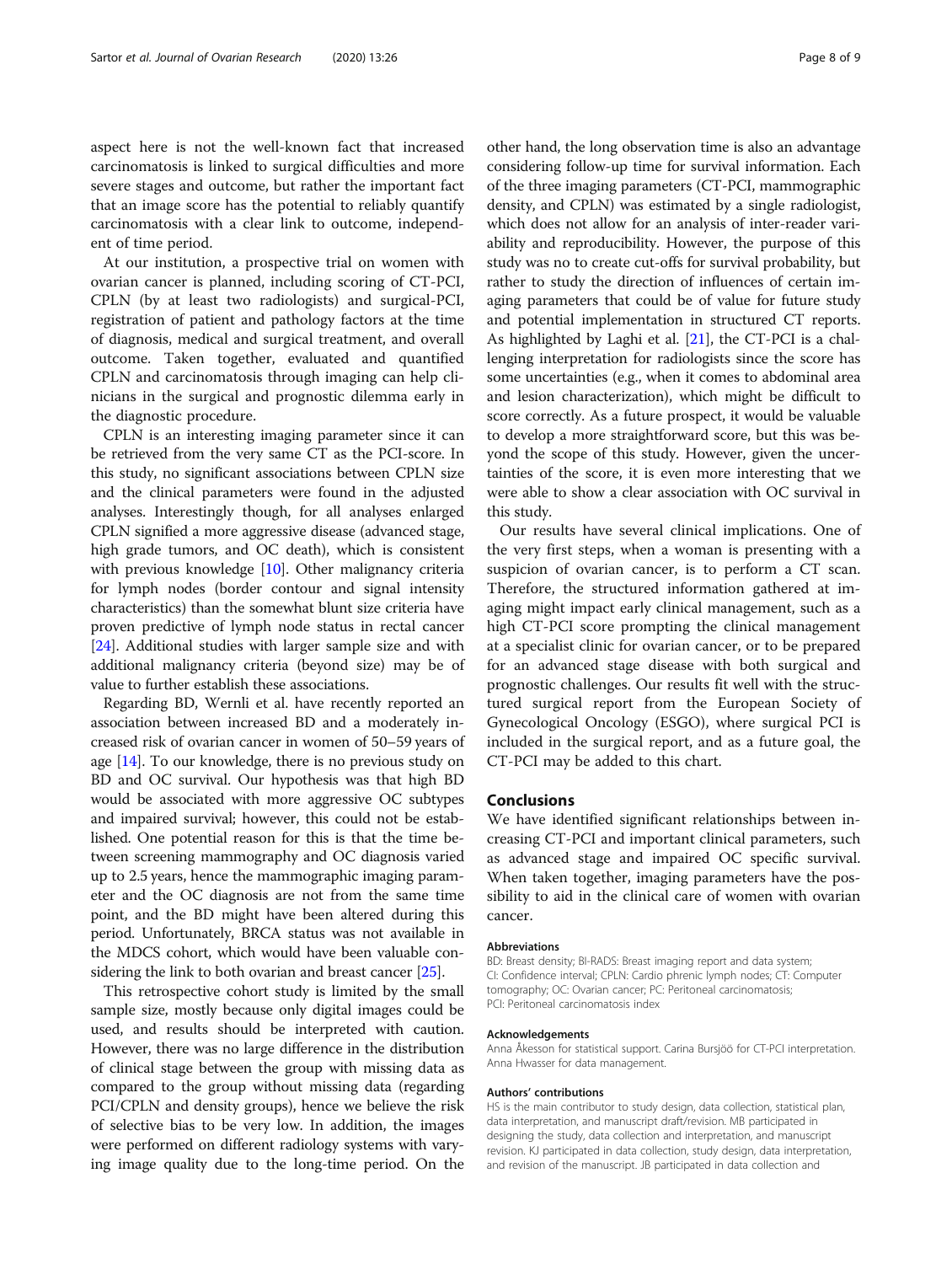aspect here is not the well-known fact that increased carcinomatosis is linked to surgical difficulties and more severe stages and outcome, but rather the important fact that an image score has the potential to reliably quantify carcinomatosis with a clear link to outcome, independent of time period.

At our institution, a prospective trial on women with ovarian cancer is planned, including scoring of CT-PCI, CPLN (by at least two radiologists) and surgical-PCI, registration of patient and pathology factors at the time of diagnosis, medical and surgical treatment, and overall outcome. Taken together, evaluated and quantified CPLN and carcinomatosis through imaging can help clinicians in the surgical and prognostic dilemma early in the diagnostic procedure.

CPLN is an interesting imaging parameter since it can be retrieved from the very same CT as the PCI-score. In this study, no significant associations between CPLN size and the clinical parameters were found in the adjusted analyses. Interestingly though, for all analyses enlarged CPLN signified a more aggressive disease (advanced stage, high grade tumors, and OC death), which is consistent with previous knowledge [10]. Other malignancy criteria for lymph nodes (border contour and signal intensity characteristics) than the somewhat blunt size criteria have proven predictive of lymph node status in rectal cancer [24]. Additional studies with larger sample size and with additional malignancy criteria (beyond size) may be of value to further establish these associations.

Regarding BD, Wernli et al. have recently reported an association between increased BD and a moderately increased risk of ovarian cancer in women of 50–59 years of age [14]. To our knowledge, there is no previous study on BD and OC survival. Our hypothesis was that high BD would be associated with more aggressive OC subtypes and impaired survival; however, this could not be established. One potential reason for this is that the time between screening mammography and OC diagnosis varied up to 2.5 years, hence the mammographic imaging parameter and the OC diagnosis are not from the same time point, and the BD might have been altered during this period. Unfortunately, BRCA status was not available in the MDCS cohort, which would have been valuable considering the link to both ovarian and breast cancer [25].

This retrospective cohort study is limited by the small sample size, mostly because only digital images could be used, and results should be interpreted with caution. However, there was no large difference in the distribution of clinical stage between the group with missing data as compared to the group without missing data (regarding PCI/CPLN and density groups), hence we believe the risk of selective bias to be very low. In addition, the images were performed on different radiology systems with varying image quality due to the long-time period. On the other hand, the long observation time is also an advantage considering follow-up time for survival information. Each of the three imaging parameters (CT-PCI, mammographic density, and CPLN) was estimated by a single radiologist, which does not allow for an analysis of inter-reader variability and reproducibility. However, the purpose of this study was no to create cut-offs for survival probability, but rather to study the direction of influences of certain imaging parameters that could be of value for future study and potential implementation in structured CT reports. As highlighted by Laghi et al. [21], the CT-PCI is a challenging interpretation for radiologists since the score has some uncertainties (e.g., when it comes to abdominal area and lesion characterization), which might be difficult to score correctly. As a future prospect, it would be valuable to develop a more straightforward score, but this was beyond the scope of this study. However, given the uncertainties of the score, it is even more interesting that we were able to show a clear association with OC survival in this study.

Our results have several clinical implications. One of the very first steps, when a woman is presenting with a suspicion of ovarian cancer, is to perform a CT scan. Therefore, the structured information gathered at imaging might impact early clinical management, such as a high CT-PCI score prompting the clinical management at a specialist clinic for ovarian cancer, or to be prepared for an advanced stage disease with both surgical and prognostic challenges. Our results fit well with the structured surgical report from the European Society of Gynecological Oncology (ESGO), where surgical PCI is included in the surgical report, and as a future goal, the CT-PCI may be added to this chart.

## Conclusions

We have identified significant relationships between increasing CT-PCI and important clinical parameters, such as advanced stage and impaired OC specific survival. When taken together, imaging parameters have the possibility to aid in the clinical care of women with ovarian cancer.

#### Abbreviations

BD: Breast density; BI-RADS: Breast imaging report and data system; CI: Confidence interval; CPLN: Cardio phrenic lymph nodes; CT: Computer tomography; OC: Ovarian cancer; PC: Peritoneal carcinomatosis; PCI: Peritoneal carcinomatosis index

#### Acknowledgements

Anna Åkesson for statistical support. Carina Bursjöö for CT-PCI interpretation. Anna Hwasser for data management.

#### Authors' contributions

HS is the main contributor to study design, data collection, statistical plan, data interpretation, and manuscript draft/revision. MB participated in designing the study, data collection and interpretation, and manuscript revision. KJ participated in data collection, study design, data interpretation, and revision of the manuscript. JB participated in data collection and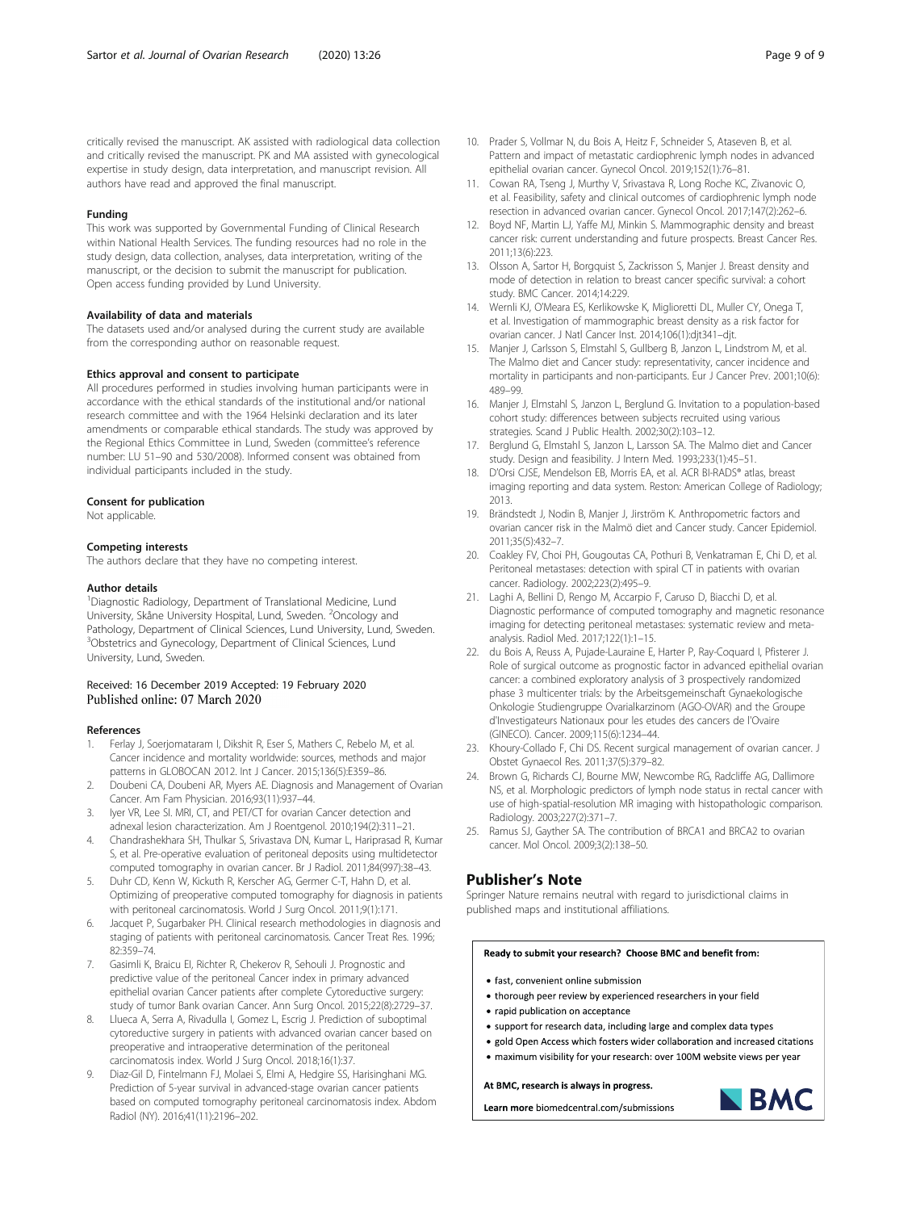critically revised the manuscript. AK assisted with radiological data collection and critically revised the manuscript. PK and MA assisted with gynecological expertise in study design, data interpretation, and manuscript revision. All authors have read and approved the final manuscript.

#### Funding

This work was supported by Governmental Funding of Clinical Research within National Health Services. The funding resources had no role in the study design, data collection, analyses, data interpretation, writing of the manuscript, or the decision to submit the manuscript for publication. Open access funding provided by Lund University.

#### Availability of data and materials

The datasets used and/or analysed during the current study are available from the corresponding author on reasonable request.

#### Ethics approval and consent to participate

All procedures performed in studies involving human participants were in accordance with the ethical standards of the institutional and/or national research committee and with the 1964 Helsinki declaration and its later amendments or comparable ethical standards. The study was approved by the Regional Ethics Committee in Lund, Sweden (committee's reference number: LU 51–90 and 530/2008). Informed consent was obtained from individual participants included in the study.

#### Consent for publication

Not applicable.

#### Competing interests

The authors declare that they have no competing interest.

#### Author details

[1]Diagnostic Radiology, Department of Translational Medicine, Lund University, Skåne University Hospital, Lund, Sweden. [2]Oncology and Pathology, Department of Clinical Sciences, Lund University, Lund, Sweden. [3]Obstetrics and Gynecology, Department of Clinical Sciences, Lund University, Lund, Sweden.

Received: 16 December 2019 Accepted: 19 February 2020
Published online: 07 March 2020

#### References

1. Ferlay J, Soerjomataram I, Dikshit R, Eser S, Mathers C, Rebelo M, et al. Cancer incidence and mortality worldwide: sources, methods and major patterns in GLOBOCAN 2012. Int J Cancer. 2015;136(5):E359–86.
2. Doubeni CA, Doubeni AR, Myers AE. Diagnosis and Management of Ovarian Cancer. Am Fam Physician. 2016;93(11):937–44.
3. Iyer VR, Lee SI. MRI, CT, and PET/CT for ovarian Cancer detection and adnexal lesion characterization. Am J Roentgenol. 2010;194(2):311–21.
4. Chandrashekhara SH, Thulkar S, Srivastava DN, Kumar L, Hariprasad R, Kumar S, et al. Pre-operative evaluation of peritoneal deposits using multidetector computed tomography in ovarian cancer. Br J Radiol. 2011;84(997):38–43.
5. Duhr CD, Kenn W, Kickuth R, Kerscher AG, Germer C-T, Hahn D, et al. Optimizing of preoperative computed tomography for diagnosis in patients with peritoneal carcinomatosis. World J Surg Oncol. 2011;9(1):171.
6. Jacquet P, Sugarbaker PH. Clinical research methodologies in diagnosis and staging of patients with peritoneal carcinomatosis. Cancer Treat Res. 1996; 82:359–74.
7. Gasimli K, Braicu EI, Richter R, Chekerov R, Sehouli J. Prognostic and predictive value of the peritoneal Cancer index in primary advanced epithelial ovarian Cancer patients after complete Cytoreductive surgery: study of tumor Bank ovarian Cancer. Ann Surg Oncol. 2015;22(8):2729–37.
8. Llueca A, Serra A, Rivadulla I, Gomez L, Escrig J. Prediction of suboptimal cytoreductive surgery in patients with advanced ovarian cancer based on preoperative and intraoperative determination of the peritoneal carcinomatosis index. World J Surg Oncol. 2018;16(1):37.
9. Diaz-Gil D, Fintelmann FJ, Molaei S, Elmi A, Hedgire SS, Harisinghani MG. Prediction of 5-year survival in advanced-stage ovarian cancer patients based on computed tomography peritoneal carcinomatosis index. Abdom Radiol (NY). 2016;41(11):2196–202.
10. Prader S, Vollmar N, du Bois A, Heitz F, Schneider S, Ataseven B, et al. Pattern and impact of metastatic cardiophrenic lymph nodes in advanced epithelial ovarian cancer. Gynecol Oncol. 2019;152(1):76–81.
11. Cowan RA, Tseng J, Murthy V, Srivastava R, Long Roche KC, Zivanovic O, et al. Feasibility, safety and clinical outcomes of cardiophrenic lymph node resection in advanced ovarian cancer. Gynecol Oncol. 2017;147(2):262–6.
12. Boyd NF, Martin LJ, Yaffe MJ, Minkin S. Mammographic density and breast cancer risk: current understanding and future prospects. Breast Cancer Res. 2011;13(6):223.
13. Olsson A, Sartor H, Borgquist S, Zackrisson S, Manjer J. Breast density and mode of detection in relation to breast cancer specific survival: a cohort study. BMC Cancer. 2014;14:229.
14. Wernli KJ, O'Meara ES, Kerlikowske K, Miglioretti DL, Muller CY, Onega T, et al. Investigation of mammographic breast density as a risk factor for ovarian cancer. J Natl Cancer Inst. 2014;106(1):djt341–djt.
15. Manjer J, Carlsson S, Elmstahl S, Gullberg B, Janzon L, Lindstrom M, et al. The Malmo diet and Cancer study: representativity, cancer incidence and mortality in participants and non-participants. Eur J Cancer Prev. 2001;10(6): 489–99.
16. Manjer J, Elmstahl S, Janzon L, Berglund G. Invitation to a population-based cohort study: differences between subjects recruited using various strategies. Scand J Public Health. 2002;30(2):103–12.
17. Berglund G, Elmstahl S, Janzon L, Larsson SA. The Malmo diet and Cancer study. Design and feasibility. J Intern Med. 1993;233(1):45–51.
18. D'Orsi CJSE, Mendelson EB, Morris EA, et al. ACR BI-RADS® atlas, breast imaging reporting and data system. Reston: American College of Radiology; 2013.
19. Brändstedt J, Nodin B, Manjer J, Jirström K. Anthropometric factors and ovarian cancer risk in the Malmö diet and Cancer study. Cancer Epidemiol. 2011;35(5):432–7.
20. Coakley FV, Choi PH, Gougoutas CA, Pothuri B, Venkatraman E, Chi D, et al. Peritoneal metastases: detection with spiral CT in patients with ovarian cancer. Radiology. 2002;223(2):495–9.
21. Laghi A, Bellini D, Rengo M, Accarpio F, Caruso D, Biacchi D, et al. Diagnostic performance of computed tomography and magnetic resonance imaging for detecting peritoneal metastases: systematic review and meta-analysis. Radiol Med. 2017;122(1):1–15.
22. du Bois A, Reuss A, Pujade-Lauraine E, Harter P, Ray-Coquard I, Pfisterer J. Role of surgical outcome as prognostic factor in advanced epithelial ovarian cancer: a combined exploratory analysis of 3 prospectively randomized phase 3 multicenter trials: by the Arbeitsgemeinschaft Gynaekologische Onkologie Studiengruppe Ovarialkarzinom (AGO-OVAR) and the Groupe d'Investigateurs Nationaux pour les etudes des cancers de l'Ovaire (GINECO). Cancer. 2009;115(6):1234–44.
23. Khoury-Collado F, Chi DS. Recent surgical management of ovarian cancer. J Obstet Gynaecol Res. 2011;37(5):379–82.
24. Brown G, Richards CJ, Bourne MW, Newcombe RG, Radcliffe AG, Dallimore NS, et al. Morphologic predictors of lymph node status in rectal cancer with use of high-spatial-resolution MR imaging with histopathologic comparison. Radiology. 2003;227(2):371–7.
25. Ramus SJ, Gayther SA. The contribution of BRCA1 and BRCA2 to ovarian cancer. Mol Oncol. 2009;3(2):138–50.

## Publisher's Note

Springer Nature remains neutral with regard to jurisdictional claims in published maps and institutional affiliations.

**Ready to submit your research? Choose BMC and benefit from:**

- fast, convenient online submission
- thorough peer review by experienced researchers in your field
- rapid publication on acceptance
- support for research data, including large and complex data types
- gold Open Access which fosters wider collaboration and increased citations
- maximum visibility for your research: over 100M website views per year

**At BMC, research is always in progress.**

**Learn more** biomedcentral.com/submissions

BMC